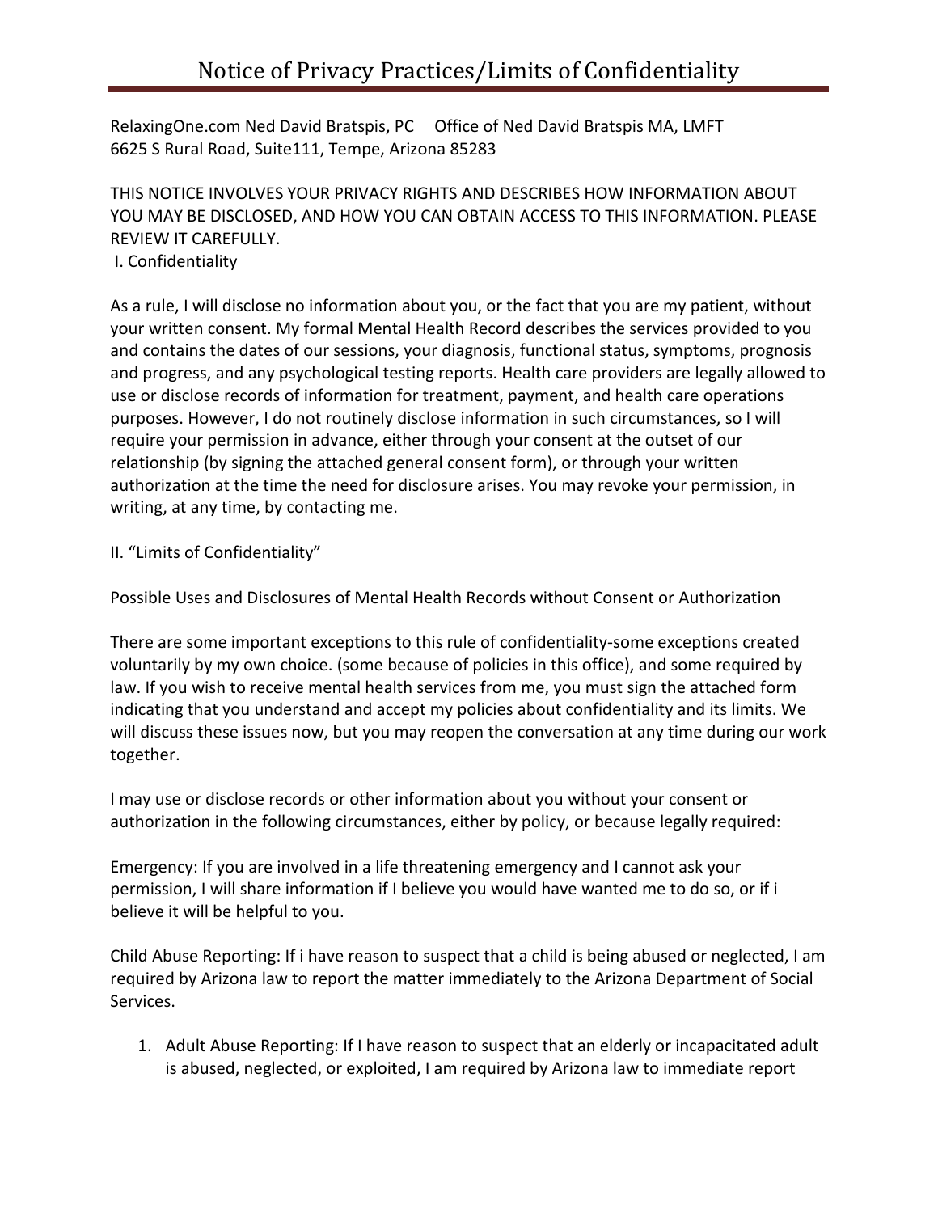# Notice of Privacy Practices/Limits of Confidentiality

RelaxingOne.com Ned David Bratspis, PC    Office of Ned David Bratspis MA, LMFT
6625 S Rural Road, Suite111, Tempe, Arizona 85283

THIS NOTICE INVOLVES YOUR PRIVACY RIGHTS AND DESCRIBES HOW INFORMATION ABOUT YOU MAY BE DISCLOSED, AND HOW YOU CAN OBTAIN ACCESS TO THIS INFORMATION. PLEASE REVIEW IT CAREFULLY.

I. Confidentiality

As a rule, I will disclose no information about you, or the fact that you are my patient, without your written consent. My formal Mental Health Record describes the services provided to you and contains the dates of our sessions, your diagnosis, functional status, symptoms, prognosis and progress, and any psychological testing reports. Health care providers are legally allowed to use or disclose records of information for treatment, payment, and health care operations purposes. However, I do not routinely disclose information in such circumstances, so I will require your permission in advance, either through your consent at the outset of our relationship (by signing the attached general consent form), or through your written authorization at the time the need for disclosure arises. You may revoke your permission, in writing, at any time, by contacting me.

II. "Limits of Confidentiality"

Possible Uses and Disclosures of Mental Health Records without Consent or Authorization

There are some important exceptions to this rule of confidentiality-some exceptions created voluntarily by my own choice. (some because of policies in this office), and some required by law. If you wish to receive mental health services from me, you must sign the attached form indicating that you understand and accept my policies about confidentiality and its limits. We will discuss these issues now, but you may reopen the conversation at any time during our work together.

I may use or disclose records or other information about you without your consent or authorization in the following circumstances, either by policy, or because legally required:

Emergency: If you are involved in a life threatening emergency and I cannot ask your permission, I will share information if I believe you would have wanted me to do so, or if i believe it will be helpful to you.

Child Abuse Reporting: If i have reason to suspect that a child is being abused or neglected, I am required by Arizona law to report the matter immediately to the Arizona Department of Social Services.

1. Adult Abuse Reporting: If I have reason to suspect that an elderly or incapacitated adult is abused, neglected, or exploited, I am required by Arizona law to immediate report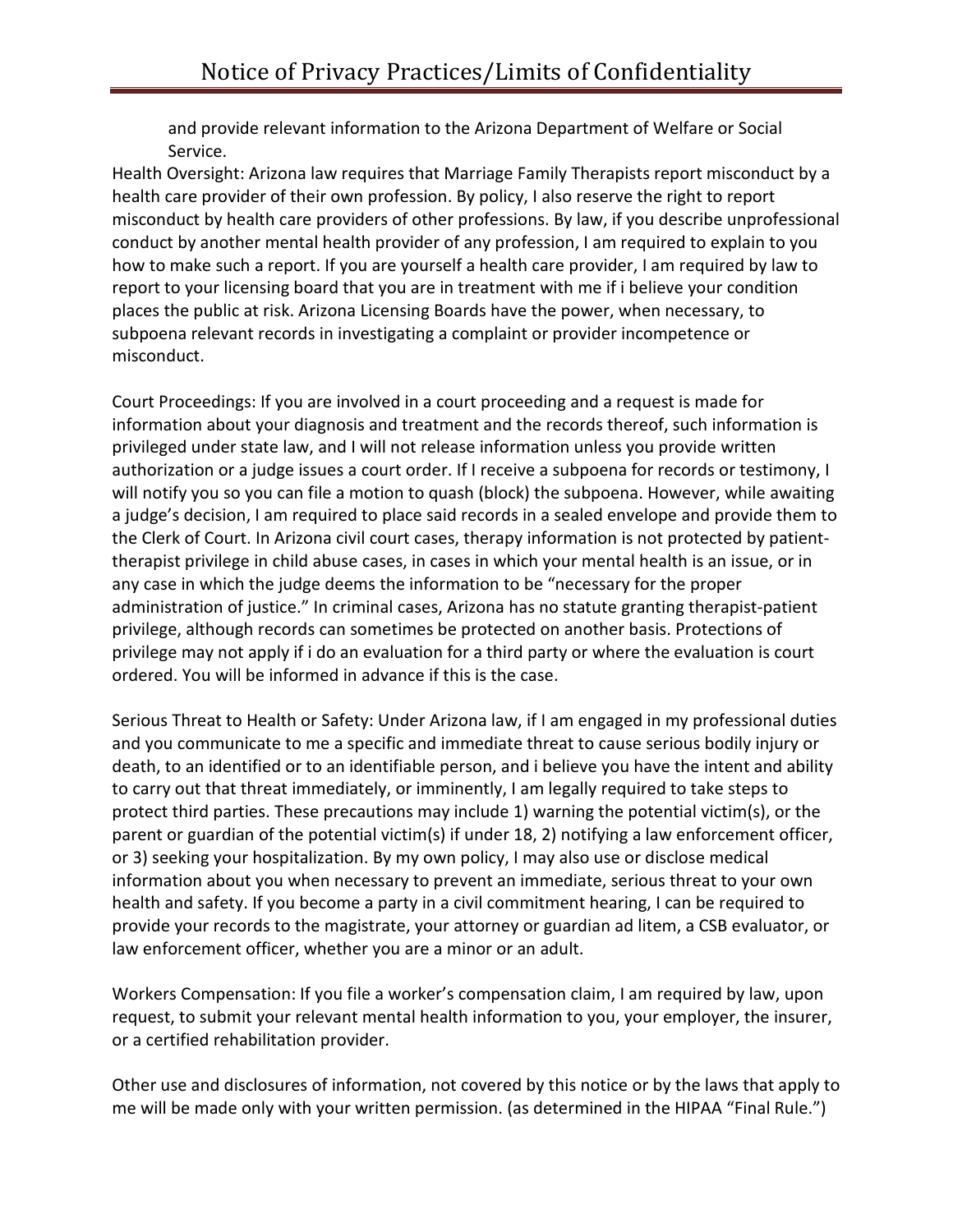and provide relevant information to the Arizona Department of Welfare or Social Service.

Health Oversight: Arizona law requires that Marriage Family Therapists report misconduct by a health care provider of their own profession. By policy, I also reserve the right to report misconduct by health care providers of other professions. By law, if you describe unprofessional conduct by another mental health provider of any profession, I am required to explain to you how to make such a report. If you are yourself a health care provider, I am required by law to report to your licensing board that you are in treatment with me if i believe your condition places the public at risk. Arizona Licensing Boards have the power, when necessary, to subpoena relevant records in investigating a complaint or provider incompetence or misconduct.

Court Proceedings: If you are involved in a court proceeding and a request is made for information about your diagnosis and treatment and the records thereof, such information is privileged under state law, and I will not release information unless you provide written authorization or a judge issues a court order. If I receive a subpoena for records or testimony, I will notify you so you can file a motion to quash (block) the subpoena. However, while awaiting a judge's decision, I am required to place said records in a sealed envelope and provide them to the Clerk of Court. In Arizona civil court cases, therapy information is not protected by patient-therapist privilege in child abuse cases, in cases in which your mental health is an issue, or in any case in which the judge deems the information to be "necessary for the proper administration of justice." In criminal cases, Arizona has no statute granting therapist-patient privilege, although records can sometimes be protected on another basis. Protections of privilege may not apply if i do an evaluation for a third party or where the evaluation is court ordered. You will be informed in advance if this is the case.

Serious Threat to Health or Safety: Under Arizona law, if I am engaged in my professional duties and you communicate to me a specific and immediate threat to cause serious bodily injury or death, to an identified or to an identifiable person, and i believe you have the intent and ability to carry out that threat immediately, or imminently, I am legally required to take steps to protect third parties. These precautions may include 1) warning the potential victim(s), or the parent or guardian of the potential victim(s) if under 18, 2) notifying a law enforcement officer, or 3) seeking your hospitalization. By my own policy, I may also use or disclose medical information about you when necessary to prevent an immediate, serious threat to your own health and safety. If you become a party in a civil commitment hearing, I can be required to provide your records to the magistrate, your attorney or guardian ad litem, a CSB evaluator, or law enforcement officer, whether you are a minor or an adult.

Workers Compensation: If you file a worker's compensation claim, I am required by law, upon request, to submit your relevant mental health information to you, your employer, the insurer, or a certified rehabilitation provider.

Other use and disclosures of information, not covered by this notice or by the laws that apply to me will be made only with your written permission. (as determined in the HIPAA "Final Rule.")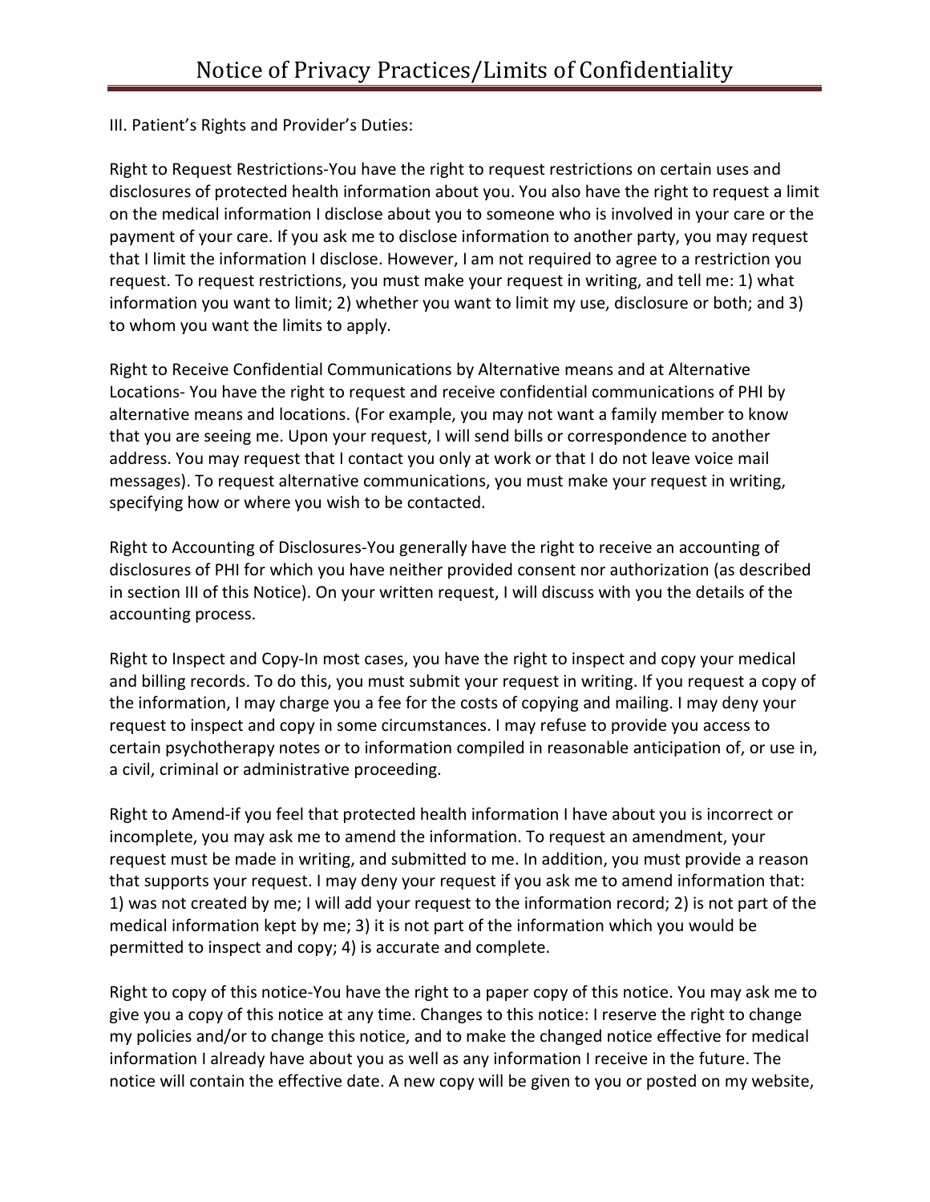III. Patient's Rights and Provider's Duties:

Right to Request Restrictions-You have the right to request restrictions on certain uses and disclosures of protected health information about you. You also have the right to request a limit on the medical information I disclose about you to someone who is involved in your care or the payment of your care. If you ask me to disclose information to another party, you may request that I limit the information I disclose. However, I am not required to agree to a restriction you request. To request restrictions, you must make your request in writing, and tell me: 1) what information you want to limit; 2) whether you want to limit my use, disclosure or both; and 3) to whom you want the limits to apply.

Right to Receive Confidential Communications by Alternative means and at Alternative Locations- You have the right to request and receive confidential communications of PHI by alternative means and locations. (For example, you may not want a family member to know that you are seeing me. Upon your request, I will send bills or correspondence to another address. You may request that I contact you only at work or that I do not leave voice mail messages). To request alternative communications, you must make your request in writing, specifying how or where you wish to be contacted.

Right to Accounting of Disclosures-You generally have the right to receive an accounting of disclosures of PHI for which you have neither provided consent nor authorization (as described in section III of this Notice). On your written request, I will discuss with you the details of the accounting process.

Right to Inspect and Copy-In most cases, you have the right to inspect and copy your medical and billing records. To do this, you must submit your request in writing. If you request a copy of the information, I may charge you a fee for the costs of copying and mailing. I may deny your request to inspect and copy in some circumstances. I may refuse to provide you access to certain psychotherapy notes or to information compiled in reasonable anticipation of, or use in, a civil, criminal or administrative proceeding.

Right to Amend-if you feel that protected health information I have about you is incorrect or incomplete, you may ask me to amend the information. To request an amendment, your request must be made in writing, and submitted to me. In addition, you must provide a reason that supports your request. I may deny your request if you ask me to amend information that: 1) was not created by me; I will add your request to the information record; 2) is not part of the medical information kept by me; 3) it is not part of the information which you would be permitted to inspect and copy; 4) is accurate and complete.

Right to copy of this notice-You have the right to a paper copy of this notice. You may ask me to give you a copy of this notice at any time. Changes to this notice: I reserve the right to change my policies and/or to change this notice, and to make the changed notice effective for medical information I already have about you as well as any information I receive in the future. The notice will contain the effective date. A new copy will be given to you or posted on my website,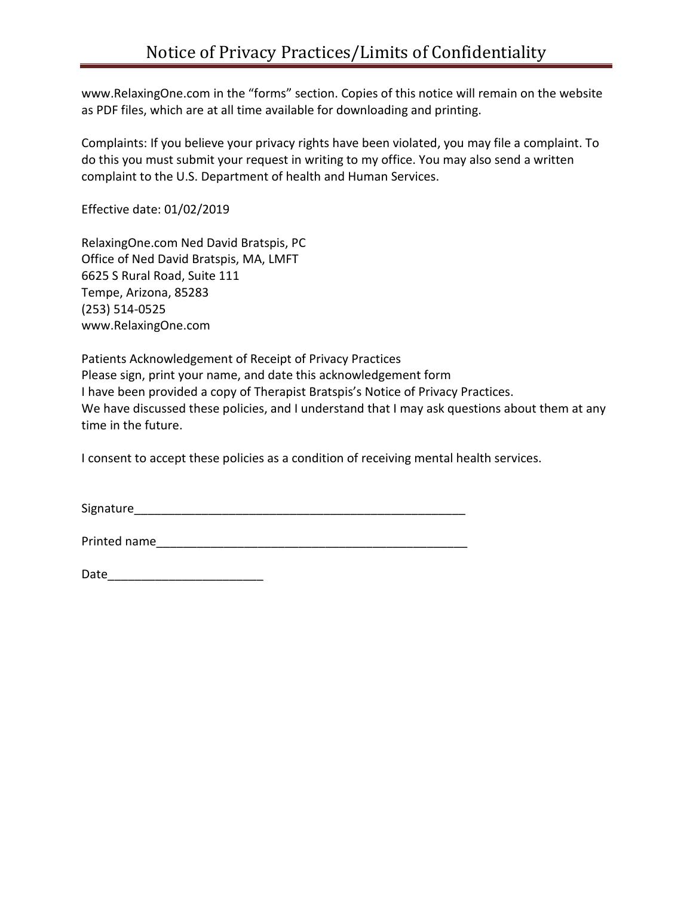www.RelaxingOne.com in the "forms" section. Copies of this notice will remain on the website as PDF files, which are at all time available for downloading and printing.

Complaints: If you believe your privacy rights have been violated, you may file a complaint. To do this you must submit your request in writing to my office. You may also send a written complaint to the U.S. Department of health and Human Services.

Effective date: 01/02/2019

RelaxingOne.com Ned David Bratspis, PC
Office of Ned David Bratspis, MA, LMFT
6625 S Rural Road, Suite 111
Tempe, Arizona, 85283
(253) 514-0525
www.RelaxingOne.com

Patients Acknowledgement of Receipt of Privacy Practices
Please sign, print your name, and date this acknowledgement form
I have been provided a copy of Therapist Bratspis's Notice of Privacy Practices.
We have discussed these policies, and I understand that I may ask questions about them at any time in the future.

I consent to accept these policies as a condition of receiving mental health services.

Signature___________________________________________________

Printed name________________________________________________

Date______________________